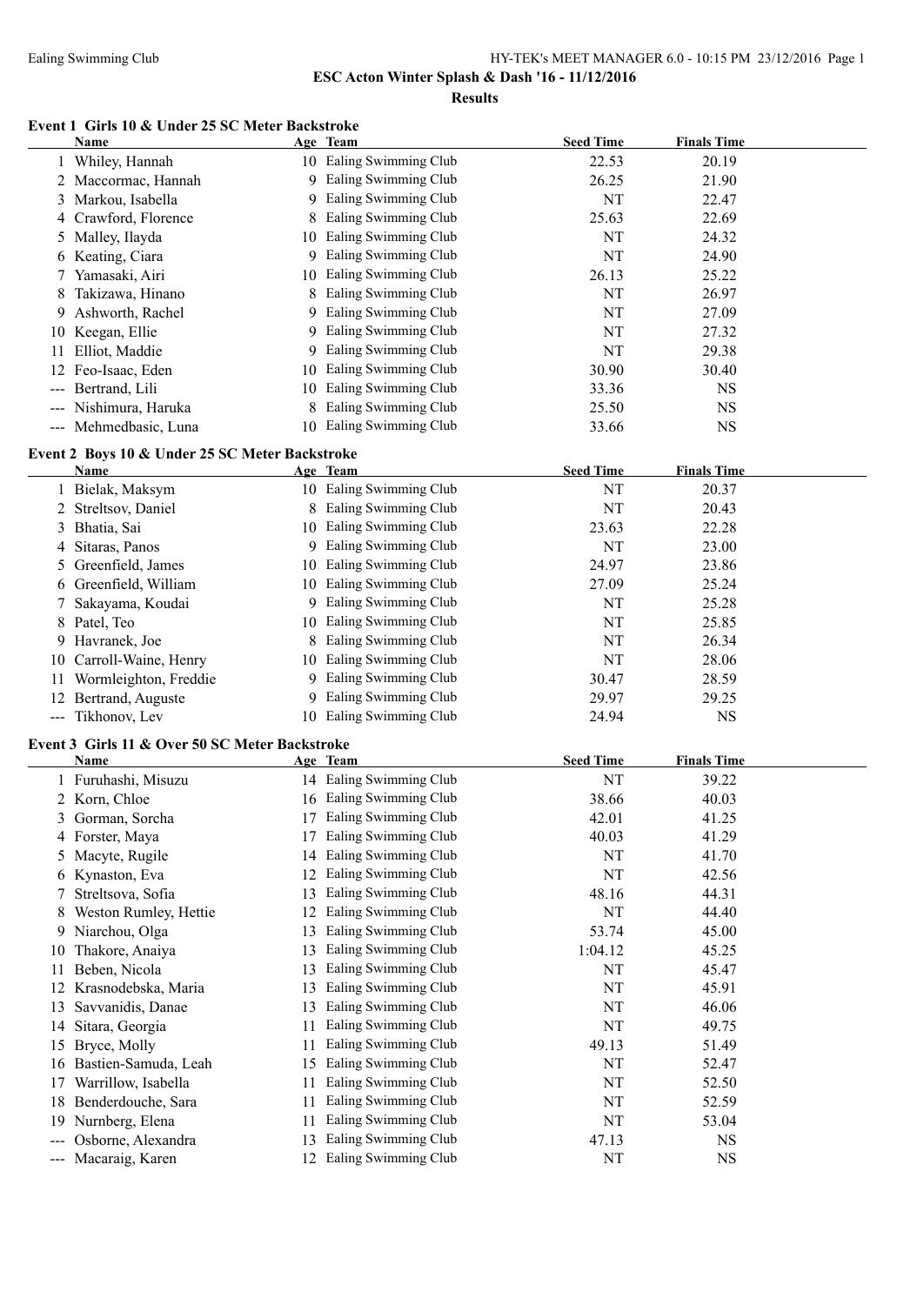# ESC Acton Winter Splash & Dash '16 - 11/12/2016

## Results

### Event 1 Girls 10 & Under 25 SC Meter Backstroke

| | Name | Age | Team | Seed Time | Finals Time |
|---|---|---|---|---|---|
| 1 | Whiley, Hannah | 10 | Ealing Swimming Club | 22.53 | 20.19 |
| 2 | Maccormac, Hannah | 9 | Ealing Swimming Club | 26.25 | 21.90 |
| 3 | Markou, Isabella | 9 | Ealing Swimming Club | NT | 22.47 |
| 4 | Crawford, Florence | 8 | Ealing Swimming Club | 25.63 | 22.69 |
| 5 | Malley, Ilayda | 10 | Ealing Swimming Club | NT | 24.32 |
| 6 | Keating, Ciara | 9 | Ealing Swimming Club | NT | 24.90 |
| 7 | Yamasaki, Airi | 10 | Ealing Swimming Club | 26.13 | 25.22 |
| 8 | Takizawa, Hinano | 8 | Ealing Swimming Club | NT | 26.97 |
| 9 | Ashworth, Rachel | 9 | Ealing Swimming Club | NT | 27.09 |
| 10 | Keegan, Ellie | 9 | Ealing Swimming Club | NT | 27.32 |
| 11 | Elliot, Maddie | 9 | Ealing Swimming Club | NT | 29.38 |
| 12 | Feo-Isaac, Eden | 10 | Ealing Swimming Club | 30.90 | 30.40 |
| --- | Bertrand, Lili | 10 | Ealing Swimming Club | 33.36 | NS |
| --- | Nishimura, Haruka | 8 | Ealing Swimming Club | 25.50 | NS |
| --- | Mehmedbasic, Luna | 10 | Ealing Swimming Club | 33.66 | NS |

### Event 2 Boys 10 & Under 25 SC Meter Backstroke

| | Name | Age | Team | Seed Time | Finals Time |
|---|---|---|---|---|---|
| 1 | Bielak, Maksym | 10 | Ealing Swimming Club | NT | 20.37 |
| 2 | Streltsov, Daniel | 8 | Ealing Swimming Club | NT | 20.43 |
| 3 | Bhatia, Sai | 10 | Ealing Swimming Club | 23.63 | 22.28 |
| 4 | Sitaras, Panos | 9 | Ealing Swimming Club | NT | 23.00 |
| 5 | Greenfield, James | 10 | Ealing Swimming Club | 24.97 | 23.86 |
| 6 | Greenfield, William | 10 | Ealing Swimming Club | 27.09 | 25.24 |
| 7 | Sakayama, Koudai | 9 | Ealing Swimming Club | NT | 25.28 |
| 8 | Patel, Teo | 10 | Ealing Swimming Club | NT | 25.85 |
| 9 | Havranek, Joe | 8 | Ealing Swimming Club | NT | 26.34 |
| 10 | Carroll-Waine, Henry | 10 | Ealing Swimming Club | NT | 28.06 |
| 11 | Wormleighton, Freddie | 9 | Ealing Swimming Club | 30.47 | 28.59 |
| 12 | Bertrand, Auguste | 9 | Ealing Swimming Club | 29.97 | 29.25 |
| --- | Tikhonov, Lev | 10 | Ealing Swimming Club | 24.94 | NS |

### Event 3 Girls 11 & Over 50 SC Meter Backstroke

| | Name | Age | Team | Seed Time | Finals Time |
|---|---|---|---|---|---|
| 1 | Furuhashi, Misuzu | 14 | Ealing Swimming Club | NT | 39.22 |
| 2 | Korn, Chloe | 16 | Ealing Swimming Club | 38.66 | 40.03 |
| 3 | Gorman, Sorcha | 17 | Ealing Swimming Club | 42.01 | 41.25 |
| 4 | Forster, Maya | 17 | Ealing Swimming Club | 40.03 | 41.29 |
| 5 | Macyte, Rugile | 14 | Ealing Swimming Club | NT | 41.70 |
| 6 | Kynaston, Eva | 12 | Ealing Swimming Club | NT | 42.56 |
| 7 | Streltsova, Sofia | 13 | Ealing Swimming Club | 48.16 | 44.31 |
| 8 | Weston Rumley, Hettie | 12 | Ealing Swimming Club | NT | 44.40 |
| 9 | Niarchou, Olga | 13 | Ealing Swimming Club | 53.74 | 45.00 |
| 10 | Thakore, Anaiya | 13 | Ealing Swimming Club | 1:04.12 | 45.25 |
| 11 | Beben, Nicola | 13 | Ealing Swimming Club | NT | 45.47 |
| 12 | Krasnodebska, Maria | 13 | Ealing Swimming Club | NT | 45.91 |
| 13 | Savvanidis, Danae | 13 | Ealing Swimming Club | NT | 46.06 |
| 14 | Sitara, Georgia | 11 | Ealing Swimming Club | NT | 49.75 |
| 15 | Bryce, Molly | 11 | Ealing Swimming Club | 49.13 | 51.49 |
| 16 | Bastien-Samuda, Leah | 15 | Ealing Swimming Club | NT | 52.47 |
| 17 | Warrillow, Isabella | 11 | Ealing Swimming Club | NT | 52.50 |
| 18 | Benderdouche, Sara | 11 | Ealing Swimming Club | NT | 52.59 |
| 19 | Nurnberg, Elena | 11 | Ealing Swimming Club | NT | 53.04 |
| --- | Osborne, Alexandra | 13 | Ealing Swimming Club | 47.13 | NS |
| --- | Macaraig, Karen | 12 | Ealing Swimming Club | NT | NS |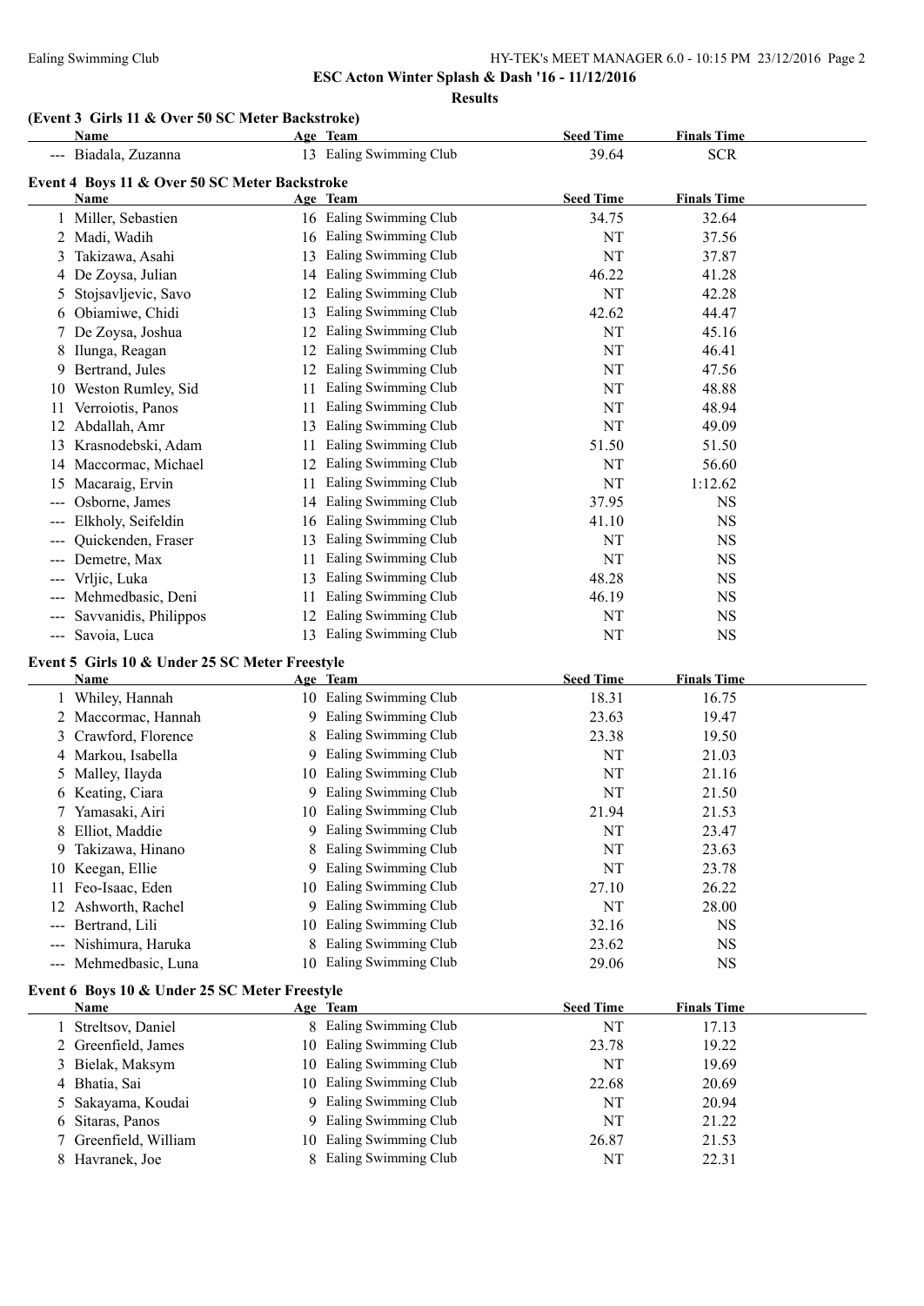**ESC Acton Winter Splash & Dash '16 - 11/12/2016**

**Results**

### (Event 3 Girls 11 & Over 50 SC Meter Backstroke)

| | Name | Age | Team | Seed Time | Finals Time |
|---|---|---|---|---|---|
| --- | Biadala, Zuzanna | 13 | Ealing Swimming Club | 39.64 | SCR |

### Event 4 Boys 11 & Over 50 SC Meter Backstroke

| | Name | Age | Team | Seed Time | Finals Time |
|---|---|---|---|---|---|
| 1 | Miller, Sebastien | 16 | Ealing Swimming Club | 34.75 | 32.64 |
| 2 | Madi, Wadih | 16 | Ealing Swimming Club | NT | 37.56 |
| 3 | Takizawa, Asahi | 13 | Ealing Swimming Club | NT | 37.87 |
| 4 | De Zoysa, Julian | 14 | Ealing Swimming Club | 46.22 | 41.28 |
| 5 | Stojsavljevic, Savo | 12 | Ealing Swimming Club | NT | 42.28 |
| 6 | Obiamiwe, Chidi | 13 | Ealing Swimming Club | 42.62 | 44.47 |
| 7 | De Zoysa, Joshua | 12 | Ealing Swimming Club | NT | 45.16 |
| 8 | Ilunga, Reagan | 12 | Ealing Swimming Club | NT | 46.41 |
| 9 | Bertrand, Jules | 12 | Ealing Swimming Club | NT | 47.56 |
| 10 | Weston Rumley, Sid | 11 | Ealing Swimming Club | NT | 48.88 |
| 11 | Verroiotis, Panos | 11 | Ealing Swimming Club | NT | 48.94 |
| 12 | Abdallah, Amr | 13 | Ealing Swimming Club | NT | 49.09 |
| 13 | Krasnodebski, Adam | 11 | Ealing Swimming Club | 51.50 | 51.50 |
| 14 | Maccormac, Michael | 12 | Ealing Swimming Club | NT | 56.60 |
| 15 | Macaraig, Ervin | 11 | Ealing Swimming Club | NT | 1:12.62 |
| --- | Osborne, James | 14 | Ealing Swimming Club | 37.95 | NS |
| --- | Elkholy, Seifeldin | 16 | Ealing Swimming Club | 41.10 | NS |
| --- | Quickenden, Fraser | 13 | Ealing Swimming Club | NT | NS |
| --- | Demetre, Max | 11 | Ealing Swimming Club | NT | NS |
| --- | Vrljic, Luka | 13 | Ealing Swimming Club | 48.28 | NS |
| --- | Mehmedbasic, Deni | 11 | Ealing Swimming Club | 46.19 | NS |
| --- | Savvanidis, Philippos | 12 | Ealing Swimming Club | NT | NS |
| --- | Savoia, Luca | 13 | Ealing Swimming Club | NT | NS |

### Event 5 Girls 10 & Under 25 SC Meter Freestyle

| | Name | Age | Team | Seed Time | Finals Time |
|---|---|---|---|---|---|
| 1 | Whiley, Hannah | 10 | Ealing Swimming Club | 18.31 | 16.75 |
| 2 | Maccormac, Hannah | 9 | Ealing Swimming Club | 23.63 | 19.47 |
| 3 | Crawford, Florence | 8 | Ealing Swimming Club | 23.38 | 19.50 |
| 4 | Markou, Isabella | 9 | Ealing Swimming Club | NT | 21.03 |
| 5 | Malley, Ilayda | 10 | Ealing Swimming Club | NT | 21.16 |
| 6 | Keating, Ciara | 9 | Ealing Swimming Club | NT | 21.50 |
| 7 | Yamasaki, Airi | 10 | Ealing Swimming Club | 21.94 | 21.53 |
| 8 | Elliot, Maddie | 9 | Ealing Swimming Club | NT | 23.47 |
| 9 | Takizawa, Hinano | 8 | Ealing Swimming Club | NT | 23.63 |
| 10 | Keegan, Ellie | 9 | Ealing Swimming Club | NT | 23.78 |
| 11 | Feo-Isaac, Eden | 10 | Ealing Swimming Club | 27.10 | 26.22 |
| 12 | Ashworth, Rachel | 9 | Ealing Swimming Club | NT | 28.00 |
| --- | Bertrand, Lili | 10 | Ealing Swimming Club | 32.16 | NS |
| --- | Nishimura, Haruka | 8 | Ealing Swimming Club | 23.62 | NS |
| --- | Mehmedbasic, Luna | 10 | Ealing Swimming Club | 29.06 | NS |

### Event 6 Boys 10 & Under 25 SC Meter Freestyle

| | Name | Age | Team | Seed Time | Finals Time |
|---|---|---|---|---|---|
| 1 | Streltsov, Daniel | 8 | Ealing Swimming Club | NT | 17.13 |
| 2 | Greenfield, James | 10 | Ealing Swimming Club | 23.78 | 19.22 |
| 3 | Bielak, Maksym | 10 | Ealing Swimming Club | NT | 19.69 |
| 4 | Bhatia, Sai | 10 | Ealing Swimming Club | 22.68 | 20.69 |
| 5 | Sakayama, Koudai | 9 | Ealing Swimming Club | NT | 20.94 |
| 6 | Sitaras, Panos | 9 | Ealing Swimming Club | NT | 21.22 |
| 7 | Greenfield, William | 10 | Ealing Swimming Club | 26.87 | 21.53 |
| 8 | Havranek, Joe | 8 | Ealing Swimming Club | NT | 22.31 |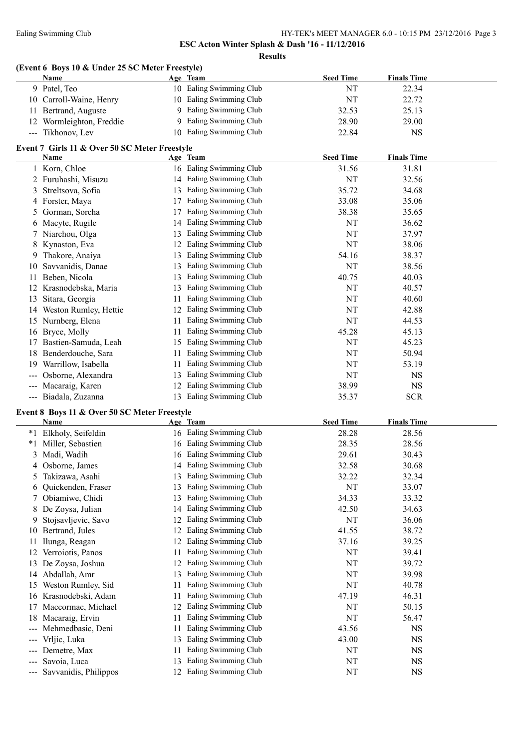**ESC Acton Winter Splash & Dash '16 - 11/12/2016**

**Results**

### (Event 6 Boys 10 & Under 25 SC Meter Freestyle)

| | Name | Age | Team | Seed Time | Finals Time |
|---|---|---|---|---|---|
| 9 | Patel, Teo | 10 | Ealing Swimming Club | NT | 22.34 |
| 10 | Carroll-Waine, Henry | 10 | Ealing Swimming Club | NT | 22.72 |
| 11 | Bertrand, Auguste | 9 | Ealing Swimming Club | 32.53 | 25.13 |
| 12 | Wormleighton, Freddie | 9 | Ealing Swimming Club | 28.90 | 29.00 |
| --- | Tikhonov, Lev | 10 | Ealing Swimming Club | 22.84 | NS |

### Event 7 Girls 11 & Over 50 SC Meter Freestyle

| | Name | Age | Team | Seed Time | Finals Time |
|---|---|---|---|---|---|
| 1 | Korn, Chloe | 16 | Ealing Swimming Club | 31.56 | 31.81 |
| 2 | Furuhashi, Misuzu | 14 | Ealing Swimming Club | NT | 32.56 |
| 3 | Streltsova, Sofia | 13 | Ealing Swimming Club | 35.72 | 34.68 |
| 4 | Forster, Maya | 17 | Ealing Swimming Club | 33.08 | 35.06 |
| 5 | Gorman, Sorcha | 17 | Ealing Swimming Club | 38.38 | 35.65 |
| 6 | Macyte, Rugile | 14 | Ealing Swimming Club | NT | 36.62 |
| 7 | Niarchou, Olga | 13 | Ealing Swimming Club | NT | 37.97 |
| 8 | Kynaston, Eva | 12 | Ealing Swimming Club | NT | 38.06 |
| 9 | Thakore, Anaiya | 13 | Ealing Swimming Club | 54.16 | 38.37 |
| 10 | Savvanidis, Danae | 13 | Ealing Swimming Club | NT | 38.56 |
| 11 | Beben, Nicola | 13 | Ealing Swimming Club | 40.75 | 40.03 |
| 12 | Krasnodebska, Maria | 13 | Ealing Swimming Club | NT | 40.57 |
| 13 | Sitara, Georgia | 11 | Ealing Swimming Club | NT | 40.60 |
| 14 | Weston Rumley, Hettie | 12 | Ealing Swimming Club | NT | 42.88 |
| 15 | Nurnberg, Elena | 11 | Ealing Swimming Club | NT | 44.53 |
| 16 | Bryce, Molly | 11 | Ealing Swimming Club | 45.28 | 45.13 |
| 17 | Bastien-Samuda, Leah | 15 | Ealing Swimming Club | NT | 45.23 |
| 18 | Benderdouche, Sara | 11 | Ealing Swimming Club | NT | 50.94 |
| 19 | Warrillow, Isabella | 11 | Ealing Swimming Club | NT | 53.19 |
| --- | Osborne, Alexandra | 13 | Ealing Swimming Club | NT | NS |
| --- | Macaraig, Karen | 12 | Ealing Swimming Club | 38.99 | NS |
| --- | Biadala, Zuzanna | 13 | Ealing Swimming Club | 35.37 | SCR |

### Event 8 Boys 11 & Over 50 SC Meter Freestyle

| | Name | Age | Team | Seed Time | Finals Time |
|---|---|---|---|---|---|
| *1 | Elkholy, Seifeldin | 16 | Ealing Swimming Club | 28.28 | 28.56 |
| *1 | Miller, Sebastien | 16 | Ealing Swimming Club | 28.35 | 28.56 |
| 3 | Madi, Wadih | 16 | Ealing Swimming Club | 29.61 | 30.43 |
| 4 | Osborne, James | 14 | Ealing Swimming Club | 32.58 | 30.68 |
| 5 | Takizawa, Asahi | 13 | Ealing Swimming Club | 32.22 | 32.34 |
| 6 | Quickenden, Fraser | 13 | Ealing Swimming Club | NT | 33.07 |
| 7 | Obiamiwe, Chidi | 13 | Ealing Swimming Club | 34.33 | 33.32 |
| 8 | De Zoysa, Julian | 14 | Ealing Swimming Club | 42.50 | 34.63 |
| 9 | Stojsavljevic, Savo | 12 | Ealing Swimming Club | NT | 36.06 |
| 10 | Bertrand, Jules | 12 | Ealing Swimming Club | 41.55 | 38.72 |
| 11 | Ilunga, Reagan | 12 | Ealing Swimming Club | 37.16 | 39.25 |
| 12 | Verroiotis, Panos | 11 | Ealing Swimming Club | NT | 39.41 |
| 13 | De Zoysa, Joshua | 12 | Ealing Swimming Club | NT | 39.72 |
| 14 | Abdallah, Amr | 13 | Ealing Swimming Club | NT | 39.98 |
| 15 | Weston Rumley, Sid | 11 | Ealing Swimming Club | NT | 40.78 |
| 16 | Krasnodebski, Adam | 11 | Ealing Swimming Club | 47.19 | 46.31 |
| 17 | Maccormac, Michael | 12 | Ealing Swimming Club | NT | 50.15 |
| 18 | Macaraig, Ervin | 11 | Ealing Swimming Club | NT | 56.47 |
| --- | Mehmedbasic, Deni | 11 | Ealing Swimming Club | 43.56 | NS |
| --- | Vrljic, Luka | 13 | Ealing Swimming Club | 43.00 | NS |
| --- | Demetre, Max | 11 | Ealing Swimming Club | NT | NS |
| --- | Savoia, Luca | 13 | Ealing Swimming Club | NT | NS |
| --- | Savvanidis, Philippos | 12 | Ealing Swimming Club | NT | NS |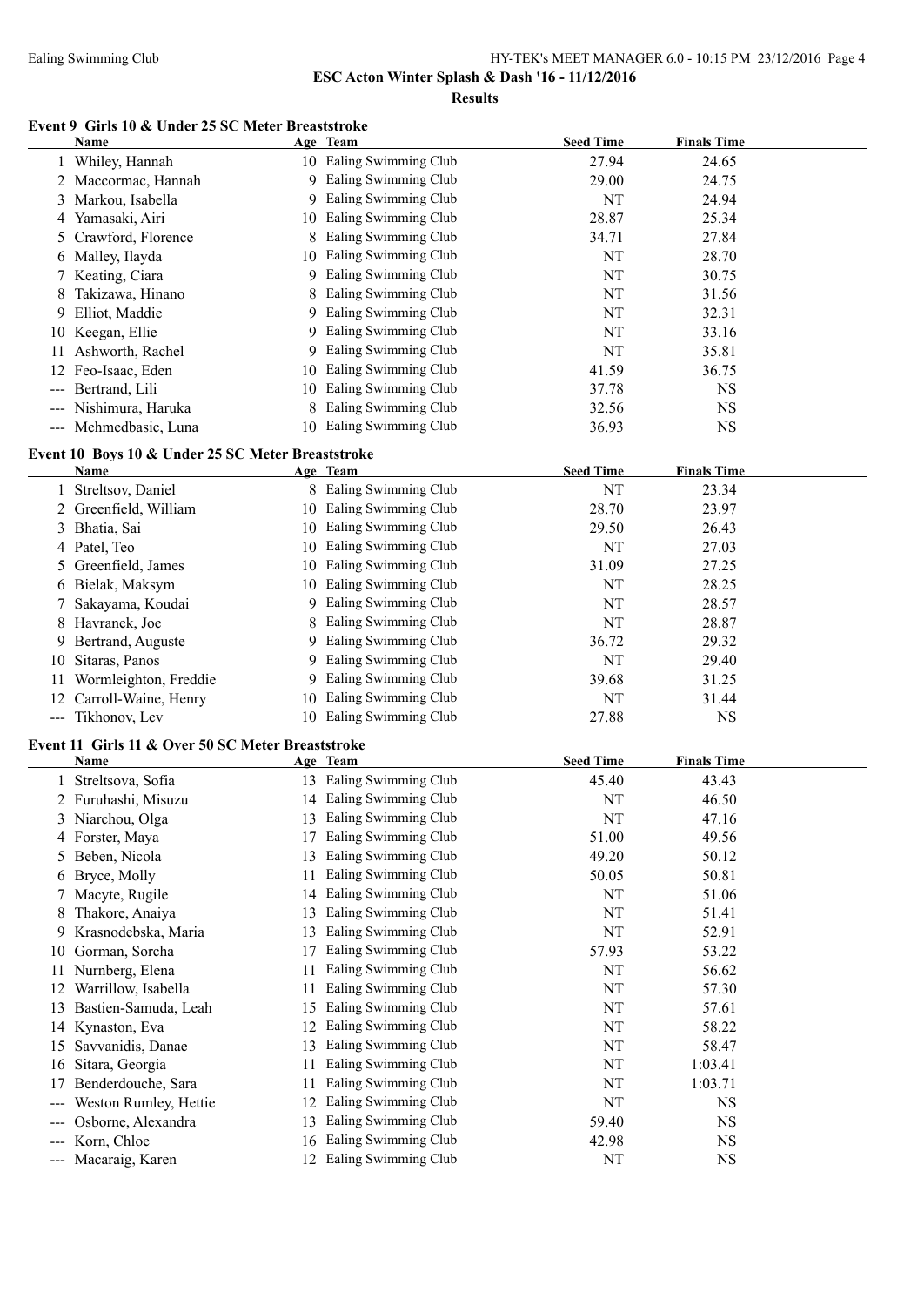# ESC Acton Winter Splash & Dash '16 - 11/12/2016

## Results

### Event 9 Girls 10 & Under 25 SC Meter Breaststroke

| | Name | Age | Team | Seed Time | Finals Time |
|---|---|---|---|---|---|
| 1 | Whiley, Hannah | 10 | Ealing Swimming Club | 27.94 | 24.65 |
| 2 | Maccormac, Hannah | 9 | Ealing Swimming Club | 29.00 | 24.75 |
| 3 | Markou, Isabella | 9 | Ealing Swimming Club | NT | 24.94 |
| 4 | Yamasaki, Airi | 10 | Ealing Swimming Club | 28.87 | 25.34 |
| 5 | Crawford, Florence | 8 | Ealing Swimming Club | 34.71 | 27.84 |
| 6 | Malley, Ilayda | 10 | Ealing Swimming Club | NT | 28.70 |
| 7 | Keating, Ciara | 9 | Ealing Swimming Club | NT | 30.75 |
| 8 | Takizawa, Hinano | 8 | Ealing Swimming Club | NT | 31.56 |
| 9 | Elliot, Maddie | 9 | Ealing Swimming Club | NT | 32.31 |
| 10 | Keegan, Ellie | 9 | Ealing Swimming Club | NT | 33.16 |
| 11 | Ashworth, Rachel | 9 | Ealing Swimming Club | NT | 35.81 |
| 12 | Feo-Isaac, Eden | 10 | Ealing Swimming Club | 41.59 | 36.75 |
| --- | Bertrand, Lili | 10 | Ealing Swimming Club | 37.78 | NS |
| --- | Nishimura, Haruka | 8 | Ealing Swimming Club | 32.56 | NS |
| --- | Mehmedbasic, Luna | 10 | Ealing Swimming Club | 36.93 | NS |

### Event 10 Boys 10 & Under 25 SC Meter Breaststroke

| | Name | Age | Team | Seed Time | Finals Time |
|---|---|---|---|---|---|
| 1 | Streltsov, Daniel | 8 | Ealing Swimming Club | NT | 23.34 |
| 2 | Greenfield, William | 10 | Ealing Swimming Club | 28.70 | 23.97 |
| 3 | Bhatia, Sai | 10 | Ealing Swimming Club | 29.50 | 26.43 |
| 4 | Patel, Teo | 10 | Ealing Swimming Club | NT | 27.03 |
| 5 | Greenfield, James | 10 | Ealing Swimming Club | 31.09 | 27.25 |
| 6 | Bielak, Maksym | 10 | Ealing Swimming Club | NT | 28.25 |
| 7 | Sakayama, Koudai | 9 | Ealing Swimming Club | NT | 28.57 |
| 8 | Havranek, Joe | 8 | Ealing Swimming Club | NT | 28.87 |
| 9 | Bertrand, Auguste | 9 | Ealing Swimming Club | 36.72 | 29.32 |
| 10 | Sitaras, Panos | 9 | Ealing Swimming Club | NT | 29.40 |
| 11 | Wormleighton, Freddie | 9 | Ealing Swimming Club | 39.68 | 31.25 |
| 12 | Carroll-Waine, Henry | 10 | Ealing Swimming Club | NT | 31.44 |
| --- | Tikhonov, Lev | 10 | Ealing Swimming Club | 27.88 | NS |

### Event 11 Girls 11 & Over 50 SC Meter Breaststroke

| | Name | Age | Team | Seed Time | Finals Time |
|---|---|---|---|---|---|
| 1 | Streltsova, Sofia | 13 | Ealing Swimming Club | 45.40 | 43.43 |
| 2 | Furuhashi, Misuzu | 14 | Ealing Swimming Club | NT | 46.50 |
| 3 | Niarchou, Olga | 13 | Ealing Swimming Club | NT | 47.16 |
| 4 | Forster, Maya | 17 | Ealing Swimming Club | 51.00 | 49.56 |
| 5 | Beben, Nicola | 13 | Ealing Swimming Club | 49.20 | 50.12 |
| 6 | Bryce, Molly | 11 | Ealing Swimming Club | 50.05 | 50.81 |
| 7 | Macyte, Rugile | 14 | Ealing Swimming Club | NT | 51.06 |
| 8 | Thakore, Anaiya | 13 | Ealing Swimming Club | NT | 51.41 |
| 9 | Krasnodebska, Maria | 13 | Ealing Swimming Club | NT | 52.91 |
| 10 | Gorman, Sorcha | 17 | Ealing Swimming Club | 57.93 | 53.22 |
| 11 | Nurnberg, Elena | 11 | Ealing Swimming Club | NT | 56.62 |
| 12 | Warrillow, Isabella | 11 | Ealing Swimming Club | NT | 57.30 |
| 13 | Bastien-Samuda, Leah | 15 | Ealing Swimming Club | NT | 57.61 |
| 14 | Kynaston, Eva | 12 | Ealing Swimming Club | NT | 58.22 |
| 15 | Savvanidis, Danae | 13 | Ealing Swimming Club | NT | 58.47 |
| 16 | Sitara, Georgia | 11 | Ealing Swimming Club | NT | 1:03.41 |
| 17 | Benderdouche, Sara | 11 | Ealing Swimming Club | NT | 1:03.71 |
| --- | Weston Rumley, Hettie | 12 | Ealing Swimming Club | NT | NS |
| --- | Osborne, Alexandra | 13 | Ealing Swimming Club | 59.40 | NS |
| --- | Korn, Chloe | 16 | Ealing Swimming Club | 42.98 | NS |
| --- | Macaraig, Karen | 12 | Ealing Swimming Club | NT | NS |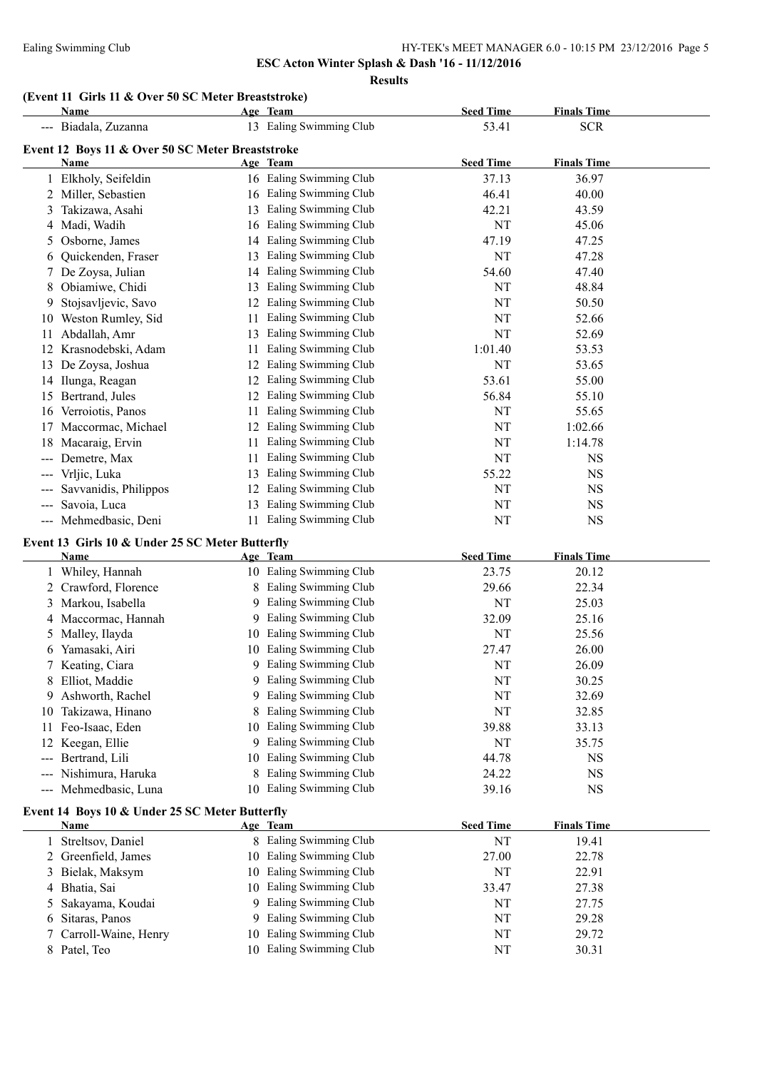**ESC Acton Winter Splash & Dash '16 - 11/12/2016**

**Results**

### (Event 11 Girls 11 & Over 50 SC Meter Breaststroke)

| | Name | Age | Team | Seed Time | Finals Time |
|---|---|---|---|---|---|
| --- | Biadala, Zuzanna | 13 | Ealing Swimming Club | 53.41 | SCR |

### Event 12 Boys 11 & Over 50 SC Meter Breaststroke

| | Name | Age | Team | Seed Time | Finals Time |
|---|---|---|---|---|---|
| 1 | Elkholy, Seifeldin | 16 | Ealing Swimming Club | 37.13 | 36.97 |
| 2 | Miller, Sebastien | 16 | Ealing Swimming Club | 46.41 | 40.00 |
| 3 | Takizawa, Asahi | 13 | Ealing Swimming Club | 42.21 | 43.59 |
| 4 | Madi, Wadih | 16 | Ealing Swimming Club | NT | 45.06 |
| 5 | Osborne, James | 14 | Ealing Swimming Club | 47.19 | 47.25 |
| 6 | Quickenden, Fraser | 13 | Ealing Swimming Club | NT | 47.28 |
| 7 | De Zoysa, Julian | 14 | Ealing Swimming Club | 54.60 | 47.40 |
| 8 | Obiamiwe, Chidi | 13 | Ealing Swimming Club | NT | 48.84 |
| 9 | Stojsavljevic, Savo | 12 | Ealing Swimming Club | NT | 50.50 |
| 10 | Weston Rumley, Sid | 11 | Ealing Swimming Club | NT | 52.66 |
| 11 | Abdallah, Amr | 13 | Ealing Swimming Club | NT | 52.69 |
| 12 | Krasnodebski, Adam | 11 | Ealing Swimming Club | 1:01.40 | 53.53 |
| 13 | De Zoysa, Joshua | 12 | Ealing Swimming Club | NT | 53.65 |
| 14 | Ilunga, Reagan | 12 | Ealing Swimming Club | 53.61 | 55.00 |
| 15 | Bertrand, Jules | 12 | Ealing Swimming Club | 56.84 | 55.10 |
| 16 | Verroiotis, Panos | 11 | Ealing Swimming Club | NT | 55.65 |
| 17 | Maccormac, Michael | 12 | Ealing Swimming Club | NT | 1:02.66 |
| 18 | Macaraig, Ervin | 11 | Ealing Swimming Club | NT | 1:14.78 |
| --- | Demetre, Max | 11 | Ealing Swimming Club | NT | NS |
| --- | Vrljic, Luka | 13 | Ealing Swimming Club | 55.22 | NS |
| --- | Savvanidis, Philippos | 12 | Ealing Swimming Club | NT | NS |
| --- | Savoia, Luca | 13 | Ealing Swimming Club | NT | NS |
| --- | Mehmedbasic, Deni | 11 | Ealing Swimming Club | NT | NS |

### Event 13 Girls 10 & Under 25 SC Meter Butterfly

| | Name | Age | Team | Seed Time | Finals Time |
|---|---|---|---|---|---|
| 1 | Whiley, Hannah | 10 | Ealing Swimming Club | 23.75 | 20.12 |
| 2 | Crawford, Florence | 8 | Ealing Swimming Club | 29.66 | 22.34 |
| 3 | Markou, Isabella | 9 | Ealing Swimming Club | NT | 25.03 |
| 4 | Maccormac, Hannah | 9 | Ealing Swimming Club | 32.09 | 25.16 |
| 5 | Malley, Ilayda | 10 | Ealing Swimming Club | NT | 25.56 |
| 6 | Yamasaki, Airi | 10 | Ealing Swimming Club | 27.47 | 26.00 |
| 7 | Keating, Ciara | 9 | Ealing Swimming Club | NT | 26.09 |
| 8 | Elliot, Maddie | 9 | Ealing Swimming Club | NT | 30.25 |
| 9 | Ashworth, Rachel | 9 | Ealing Swimming Club | NT | 32.69 |
| 10 | Takizawa, Hinano | 8 | Ealing Swimming Club | NT | 32.85 |
| 11 | Feo-Isaac, Eden | 10 | Ealing Swimming Club | 39.88 | 33.13 |
| 12 | Keegan, Ellie | 9 | Ealing Swimming Club | NT | 35.75 |
| --- | Bertrand, Lili | 10 | Ealing Swimming Club | 44.78 | NS |
| --- | Nishimura, Haruka | 8 | Ealing Swimming Club | 24.22 | NS |
| --- | Mehmedbasic, Luna | 10 | Ealing Swimming Club | 39.16 | NS |

### Event 14 Boys 10 & Under 25 SC Meter Butterfly

| | Name | Age | Team | Seed Time | Finals Time |
|---|---|---|---|---|---|
| 1 | Streltsov, Daniel | 8 | Ealing Swimming Club | NT | 19.41 |
| 2 | Greenfield, James | 10 | Ealing Swimming Club | 27.00 | 22.78 |
| 3 | Bielak, Maksym | 10 | Ealing Swimming Club | NT | 22.91 |
| 4 | Bhatia, Sai | 10 | Ealing Swimming Club | 33.47 | 27.38 |
| 5 | Sakayama, Koudai | 9 | Ealing Swimming Club | NT | 27.75 |
| 6 | Sitaras, Panos | 9 | Ealing Swimming Club | NT | 29.28 |
| 7 | Carroll-Waine, Henry | 10 | Ealing Swimming Club | NT | 29.72 |
| 8 | Patel, Teo | 10 | Ealing Swimming Club | NT | 30.31 |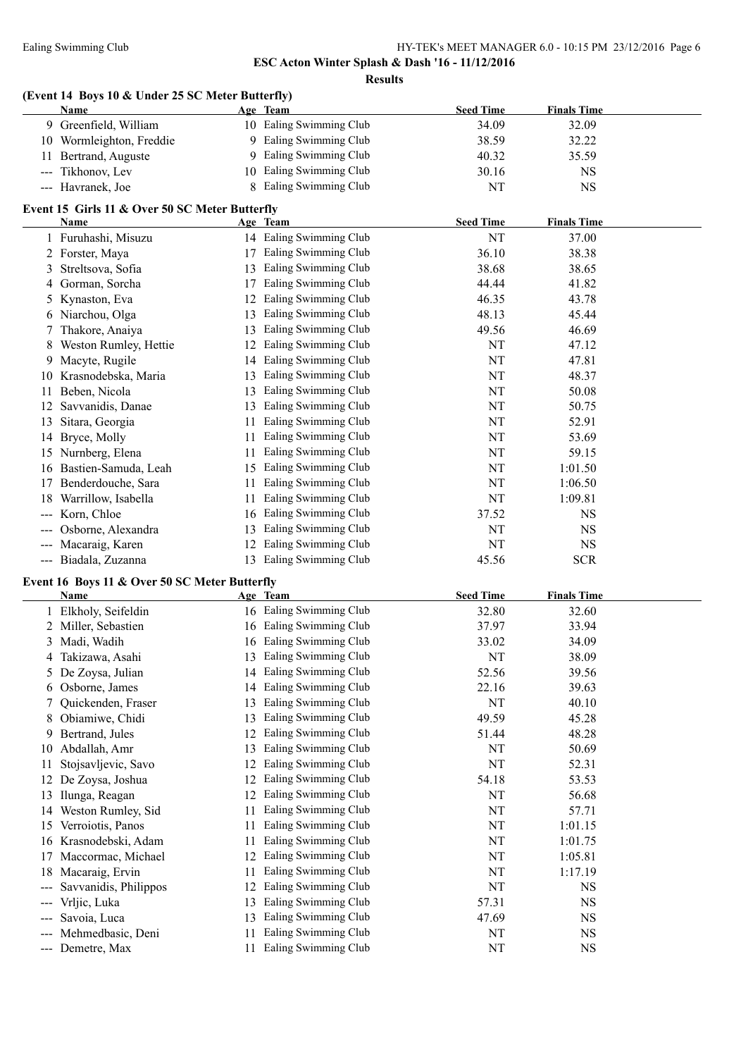**ESC Acton Winter Splash & Dash '16 - 11/12/2016**

**Results**

### (Event 14 Boys 10 & Under 25 SC Meter Butterfly)

| | Name | Age | Team | Seed Time | Finals Time |
|---|---|---|---|---|---|
| 9 | Greenfield, William | 10 | Ealing Swimming Club | 34.09 | 32.09 |
| 10 | Wormleighton, Freddie | 9 | Ealing Swimming Club | 38.59 | 32.22 |
| 11 | Bertrand, Auguste | 9 | Ealing Swimming Club | 40.32 | 35.59 |
| --- | Tikhonov, Lev | 10 | Ealing Swimming Club | 30.16 | NS |
| --- | Havranek, Joe | 8 | Ealing Swimming Club | NT | NS |

### Event 15 Girls 11 & Over 50 SC Meter Butterfly

| | Name | Age | Team | Seed Time | Finals Time |
|---|---|---|---|---|---|
| 1 | Furuhashi, Misuzu | 14 | Ealing Swimming Club | NT | 37.00 |
| 2 | Forster, Maya | 17 | Ealing Swimming Club | 36.10 | 38.38 |
| 3 | Streltsova, Sofia | 13 | Ealing Swimming Club | 38.68 | 38.65 |
| 4 | Gorman, Sorcha | 17 | Ealing Swimming Club | 44.44 | 41.82 |
| 5 | Kynaston, Eva | 12 | Ealing Swimming Club | 46.35 | 43.78 |
| 6 | Niarchou, Olga | 13 | Ealing Swimming Club | 48.13 | 45.44 |
| 7 | Thakore, Anaiya | 13 | Ealing Swimming Club | 49.56 | 46.69 |
| 8 | Weston Rumley, Hettie | 12 | Ealing Swimming Club | NT | 47.12 |
| 9 | Macyte, Rugile | 14 | Ealing Swimming Club | NT | 47.81 |
| 10 | Krasnodebska, Maria | 13 | Ealing Swimming Club | NT | 48.37 |
| 11 | Beben, Nicola | 13 | Ealing Swimming Club | NT | 50.08 |
| 12 | Savvanidis, Danae | 13 | Ealing Swimming Club | NT | 50.75 |
| 13 | Sitara, Georgia | 11 | Ealing Swimming Club | NT | 52.91 |
| 14 | Bryce, Molly | 11 | Ealing Swimming Club | NT | 53.69 |
| 15 | Nurnberg, Elena | 11 | Ealing Swimming Club | NT | 59.15 |
| 16 | Bastien-Samuda, Leah | 15 | Ealing Swimming Club | NT | 1:01.50 |
| 17 | Benderdouche, Sara | 11 | Ealing Swimming Club | NT | 1:06.50 |
| 18 | Warrillow, Isabella | 11 | Ealing Swimming Club | NT | 1:09.81 |
| --- | Korn, Chloe | 16 | Ealing Swimming Club | 37.52 | NS |
| --- | Osborne, Alexandra | 13 | Ealing Swimming Club | NT | NS |
| --- | Macaraig, Karen | 12 | Ealing Swimming Club | NT | NS |
| --- | Biadala, Zuzanna | 13 | Ealing Swimming Club | 45.56 | SCR |

### Event 16 Boys 11 & Over 50 SC Meter Butterfly

| | Name | Age | Team | Seed Time | Finals Time |
|---|---|---|---|---|---|
| 1 | Elkholy, Seifeldin | 16 | Ealing Swimming Club | 32.80 | 32.60 |
| 2 | Miller, Sebastien | 16 | Ealing Swimming Club | 37.97 | 33.94 |
| 3 | Madi, Wadih | 16 | Ealing Swimming Club | 33.02 | 34.09 |
| 4 | Takizawa, Asahi | 13 | Ealing Swimming Club | NT | 38.09 |
| 5 | De Zoysa, Julian | 14 | Ealing Swimming Club | 52.56 | 39.56 |
| 6 | Osborne, James | 14 | Ealing Swimming Club | 22.16 | 39.63 |
| 7 | Quickenden, Fraser | 13 | Ealing Swimming Club | NT | 40.10 |
| 8 | Obiamiwe, Chidi | 13 | Ealing Swimming Club | 49.59 | 45.28 |
| 9 | Bertrand, Jules | 12 | Ealing Swimming Club | 51.44 | 48.28 |
| 10 | Abdallah, Amr | 13 | Ealing Swimming Club | NT | 50.69 |
| 11 | Stojsavljevic, Savo | 12 | Ealing Swimming Club | NT | 52.31 |
| 12 | De Zoysa, Joshua | 12 | Ealing Swimming Club | 54.18 | 53.53 |
| 13 | Ilunga, Reagan | 12 | Ealing Swimming Club | NT | 56.68 |
| 14 | Weston Rumley, Sid | 11 | Ealing Swimming Club | NT | 57.71 |
| 15 | Verroiotis, Panos | 11 | Ealing Swimming Club | NT | 1:01.15 |
| 16 | Krasnodebski, Adam | 11 | Ealing Swimming Club | NT | 1:01.75 |
| 17 | Maccormac, Michael | 12 | Ealing Swimming Club | NT | 1:05.81 |
| 18 | Macaraig, Ervin | 11 | Ealing Swimming Club | NT | 1:17.19 |
| --- | Savvanidis, Philippos | 12 | Ealing Swimming Club | NT | NS |
| --- | Vrljic, Luka | 13 | Ealing Swimming Club | 57.31 | NS |
| --- | Savoia, Luca | 13 | Ealing Swimming Club | 47.69 | NS |
| --- | Mehmedbasic, Deni | 11 | Ealing Swimming Club | NT | NS |
| --- | Demetre, Max | 11 | Ealing Swimming Club | NT | NS |